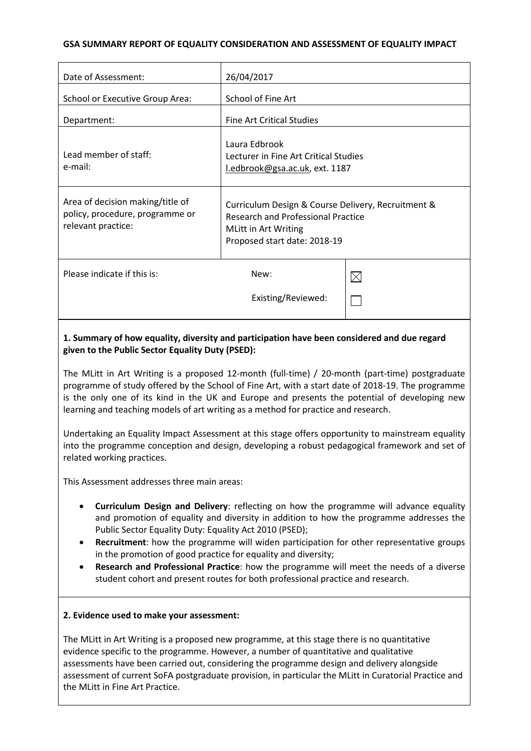**GSA SUMMARY REPORT OF EQUALITY CONSIDERATION AND ASSESSMENT OF EQUALITY IMPACT**

| | | |
|---|---|---|
| Date of Assessment: | 26/04/2017 | |
| School or Executive Group Area: | School of Fine Art | |
| Department: | Fine Art Critical Studies | |
| Lead member of staff:<br>e-mail: | Laura Edbrook<br>Lecturer in Fine Art Critical Studies<br>l.edbrook@gsa.ac.uk, ext. 1187 | |
| Area of decision making/title of policy, procedure, programme or relevant practice: | Curriculum Design & Course Delivery, Recruitment & Research and Professional Practice<br>MLitt in Art Writing<br>Proposed start date: 2018-19 | |
| Please indicate if this is: | New:<br>Existing/Reviewed: | ☒<br>☐ |

**1. Summary of how equality, diversity and participation have been considered and due regard given to the Public Sector Equality Duty (PSED):**

The MLitt in Art Writing is a proposed 12-month (full-time) / 20-month (part-time) postgraduate programme of study offered by the School of Fine Art, with a start date of 2018-19. The programme is the only one of its kind in the UK and Europe and presents the potential of developing new learning and teaching models of art writing as a method for practice and research.

Undertaking an Equality Impact Assessment at this stage offers opportunity to mainstream equality into the programme conception and design, developing a robust pedagogical framework and set of related working practices.

This Assessment addresses three main areas:

- **Curriculum Design and Delivery**: reflecting on how the programme will advance equality and promotion of equality and diversity in addition to how the programme addresses the Public Sector Equality Duty: Equality Act 2010 (PSED);
- **Recruitment**: how the programme will widen participation for other representative groups in the promotion of good practice for equality and diversity;
- **Research and Professional Practice**: how the programme will meet the needs of a diverse student cohort and present routes for both professional practice and research.

**2. Evidence used to make your assessment:**

The MLitt in Art Writing is a proposed new programme, at this stage there is no quantitative evidence specific to the programme. However, a number of quantitative and qualitative assessments have been carried out, considering the programme design and delivery alongside assessment of current SoFA postgraduate provision, in particular the MLitt in Curatorial Practice and the MLitt in Fine Art Practice.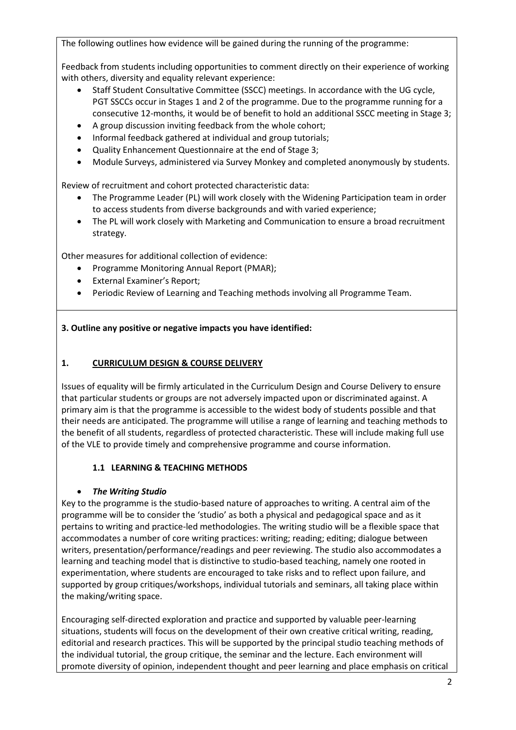The following outlines how evidence will be gained during the running of the programme:

Feedback from students including opportunities to comment directly on their experience of working with others, diversity and equality relevant experience:

- Staff Student Consultative Committee (SSCC) meetings. In accordance with the UG cycle, PGT SSCCs occur in Stages 1 and 2 of the programme. Due to the programme running for a consecutive 12-months, it would be of benefit to hold an additional SSCC meeting in Stage 3;
- A group discussion inviting feedback from the whole cohort;
- Informal feedback gathered at individual and group tutorials;
- Quality Enhancement Questionnaire at the end of Stage 3;
- Module Surveys, administered via Survey Monkey and completed anonymously by students.

Review of recruitment and cohort protected characteristic data:

- The Programme Leader (PL) will work closely with the Widening Participation team in order to access students from diverse backgrounds and with varied experience;
- The PL will work closely with Marketing and Communication to ensure a broad recruitment strategy.

Other measures for additional collection of evidence:

- Programme Monitoring Annual Report (PMAR);
- External Examiner's Report;
- Periodic Review of Learning and Teaching methods involving all Programme Team.

**3. Outline any positive or negative impacts you have identified:**

## 1. CURRICULUM DESIGN & COURSE DELIVERY

Issues of equality will be firmly articulated in the Curriculum Design and Course Delivery to ensure that particular students or groups are not adversely impacted upon or discriminated against. A primary aim is that the programme is accessible to the widest body of students possible and that their needs are anticipated. The programme will utilise a range of learning and teaching methods to the benefit of all students, regardless of protected characteristic. These will include making full use of the VLE to provide timely and comprehensive programme and course information.

### 1.1 LEARNING & TEACHING METHODS

- ***The Writing Studio***

Key to the programme is the studio-based nature of approaches to writing. A central aim of the programme will be to consider the 'studio' as both a physical and pedagogical space and as it pertains to writing and practice-led methodologies. The writing studio will be a flexible space that accommodates a number of core writing practices: writing; reading; editing; dialogue between writers, presentation/performance/readings and peer reviewing. The studio also accommodates a learning and teaching model that is distinctive to studio-based teaching, namely one rooted in experimentation, where students are encouraged to take risks and to reflect upon failure, and supported by group critiques/workshops, individual tutorials and seminars, all taking place within the making/writing space.

Encouraging self-directed exploration and practice and supported by valuable peer-learning situations, students will focus on the development of their own creative critical writing, reading, editorial and research practices. This will be supported by the principal studio teaching methods of the individual tutorial, the group critique, the seminar and the lecture. Each environment will promote diversity of opinion, independent thought and peer learning and place emphasis on critical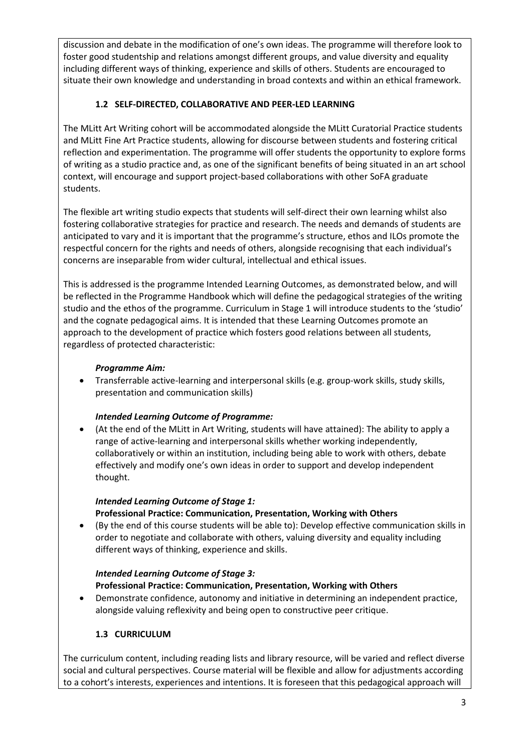discussion and debate in the modification of one's own ideas. The programme will therefore look to foster good studentship and relations amongst different groups, and value diversity and equality including different ways of thinking, experience and skills of others. Students are encouraged to situate their own knowledge and understanding in broad contexts and within an ethical framework.

### 1.2 SELF-DIRECTED, COLLABORATIVE AND PEER-LED LEARNING

The MLitt Art Writing cohort will be accommodated alongside the MLitt Curatorial Practice students and MLitt Fine Art Practice students, allowing for discourse between students and fostering critical reflection and experimentation. The programme will offer students the opportunity to explore forms of writing as a studio practice and, as one of the significant benefits of being situated in an art school context, will encourage and support project-based collaborations with other SoFA graduate students.

The flexible art writing studio expects that students will self-direct their own learning whilst also fostering collaborative strategies for practice and research. The needs and demands of students are anticipated to vary and it is important that the programme's structure, ethos and ILOs promote the respectful concern for the rights and needs of others, alongside recognising that each individual's concerns are inseparable from wider cultural, intellectual and ethical issues.

This is addressed is the programme Intended Learning Outcomes, as demonstrated below, and will be reflected in the Programme Handbook which will define the pedagogical strategies of the writing studio and the ethos of the programme. Curriculum in Stage 1 will introduce students to the 'studio' and the cognate pedagogical aims. It is intended that these Learning Outcomes promote an approach to the development of practice which fosters good relations between all students, regardless of protected characteristic:

***Programme Aim:***

- Transferrable active-learning and interpersonal skills (e.g. group-work skills, study skills, presentation and communication skills)

***Intended Learning Outcome of Programme:***

- (At the end of the MLitt in Art Writing, students will have attained): The ability to apply a range of active-learning and interpersonal skills whether working independently, collaboratively or within an institution, including being able to work with others, debate effectively and modify one's own ideas in order to support and develop independent thought.

***Intended Learning Outcome of Stage 1:***
**Professional Practice: Communication, Presentation, Working with Others**

- (By the end of this course students will be able to): Develop effective communication skills in order to negotiate and collaborate with others, valuing diversity and equality including different ways of thinking, experience and skills.

***Intended Learning Outcome of Stage 3:***
**Professional Practice: Communication, Presentation, Working with Others**

- Demonstrate confidence, autonomy and initiative in determining an independent practice, alongside valuing reflexivity and being open to constructive peer critique.

### 1.3 CURRICULUM

The curriculum content, including reading lists and library resource, will be varied and reflect diverse social and cultural perspectives. Course material will be flexible and allow for adjustments according to a cohort's interests, experiences and intentions. It is foreseen that this pedagogical approach will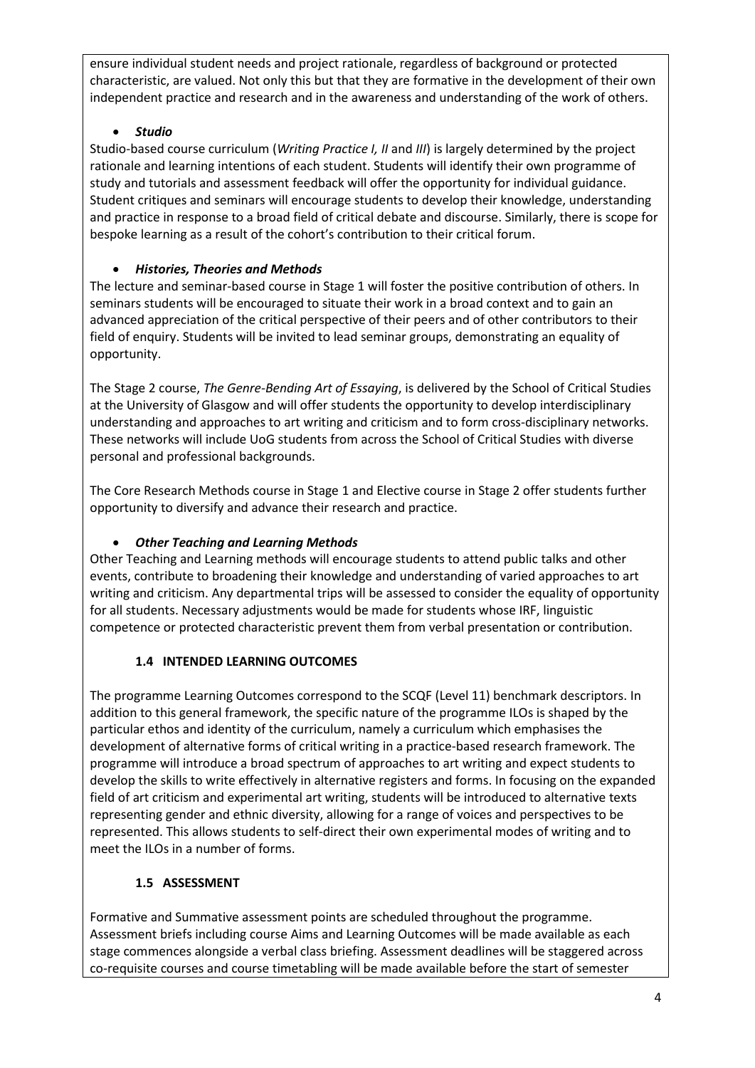ensure individual student needs and project rationale, regardless of background or protected characteristic, are valued. Not only this but that they are formative in the development of their own independent practice and research and in the awareness and understanding of the work of others.

- ***Studio***

Studio-based course curriculum (*Writing Practice I, II* and *III*) is largely determined by the project rationale and learning intentions of each student. Students will identify their own programme of study and tutorials and assessment feedback will offer the opportunity for individual guidance. Student critiques and seminars will encourage students to develop their knowledge, understanding and practice in response to a broad field of critical debate and discourse. Similarly, there is scope for bespoke learning as a result of the cohort's contribution to their critical forum.

- ***Histories, Theories and Methods***

The lecture and seminar-based course in Stage 1 will foster the positive contribution of others. In seminars students will be encouraged to situate their work in a broad context and to gain an advanced appreciation of the critical perspective of their peers and of other contributors to their field of enquiry. Students will be invited to lead seminar groups, demonstrating an equality of opportunity.

The Stage 2 course, *The Genre-Bending Art of Essaying*, is delivered by the School of Critical Studies at the University of Glasgow and will offer students the opportunity to develop interdisciplinary understanding and approaches to art writing and criticism and to form cross-disciplinary networks. These networks will include UoG students from across the School of Critical Studies with diverse personal and professional backgrounds.

The Core Research Methods course in Stage 1 and Elective course in Stage 2 offer students further opportunity to diversify and advance their research and practice.

- ***Other Teaching and Learning Methods***

Other Teaching and Learning methods will encourage students to attend public talks and other events, contribute to broadening their knowledge and understanding of varied approaches to art writing and criticism. Any departmental trips will be assessed to consider the equality of opportunity for all students. Necessary adjustments would be made for students whose IRF, linguistic competence or protected characteristic prevent them from verbal presentation or contribution.

### 1.4 INTENDED LEARNING OUTCOMES

The programme Learning Outcomes correspond to the SCQF (Level 11) benchmark descriptors. In addition to this general framework, the specific nature of the programme ILOs is shaped by the particular ethos and identity of the curriculum, namely a curriculum which emphasises the development of alternative forms of critical writing in a practice-based research framework. The programme will introduce a broad spectrum of approaches to art writing and expect students to develop the skills to write effectively in alternative registers and forms. In focusing on the expanded field of art criticism and experimental art writing, students will be introduced to alternative texts representing gender and ethnic diversity, allowing for a range of voices and perspectives to be represented. This allows students to self-direct their own experimental modes of writing and to meet the ILOs in a number of forms.

### 1.5 ASSESSMENT

Formative and Summative assessment points are scheduled throughout the programme. Assessment briefs including course Aims and Learning Outcomes will be made available as each stage commences alongside a verbal class briefing. Assessment deadlines will be staggered across co-requisite courses and course timetabling will be made available before the start of semester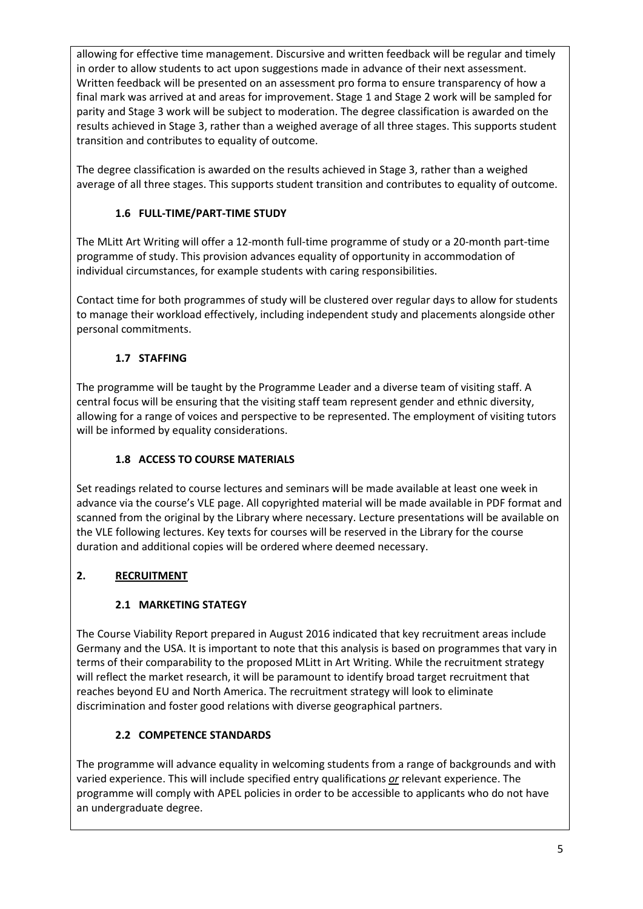allowing for effective time management. Discursive and written feedback will be regular and timely in order to allow students to act upon suggestions made in advance of their next assessment. Written feedback will be presented on an assessment pro forma to ensure transparency of how a final mark was arrived at and areas for improvement. Stage 1 and Stage 2 work will be sampled for parity and Stage 3 work will be subject to moderation. The degree classification is awarded on the results achieved in Stage 3, rather than a weighed average of all three stages. This supports student transition and contributes to equality of outcome.

The degree classification is awarded on the results achieved in Stage 3, rather than a weighed average of all three stages. This supports student transition and contributes to equality of outcome.

### 1.6 FULL-TIME/PART-TIME STUDY

The MLitt Art Writing will offer a 12-month full-time programme of study or a 20-month part-time programme of study. This provision advances equality of opportunity in accommodation of individual circumstances, for example students with caring responsibilities.

Contact time for both programmes of study will be clustered over regular days to allow for students to manage their workload effectively, including independent study and placements alongside other personal commitments.

### 1.7 STAFFING

The programme will be taught by the Programme Leader and a diverse team of visiting staff. A central focus will be ensuring that the visiting staff team represent gender and ethnic diversity, allowing for a range of voices and perspective to be represented. The employment of visiting tutors will be informed by equality considerations.

### 1.8 ACCESS TO COURSE MATERIALS

Set readings related to course lectures and seminars will be made available at least one week in advance via the course's VLE page. All copyrighted material will be made available in PDF format and scanned from the original by the Library where necessary. Lecture presentations will be available on the VLE following lectures. Key texts for courses will be reserved in the Library for the course duration and additional copies will be ordered where deemed necessary.

## 2. RECRUITMENT

### 2.1 MARKETING STATEGY

The Course Viability Report prepared in August 2016 indicated that key recruitment areas include Germany and the USA. It is important to note that this analysis is based on programmes that vary in terms of their comparability to the proposed MLitt in Art Writing. While the recruitment strategy will reflect the market research, it will be paramount to identify broad target recruitment that reaches beyond EU and North America. The recruitment strategy will look to eliminate discrimination and foster good relations with diverse geographical partners.

### 2.2 COMPETENCE STANDARDS

The programme will advance equality in welcoming students from a range of backgrounds and with varied experience. This will include specified entry qualifications ***or*** relevant experience. The programme will comply with APEL policies in order to be accessible to applicants who do not have an undergraduate degree.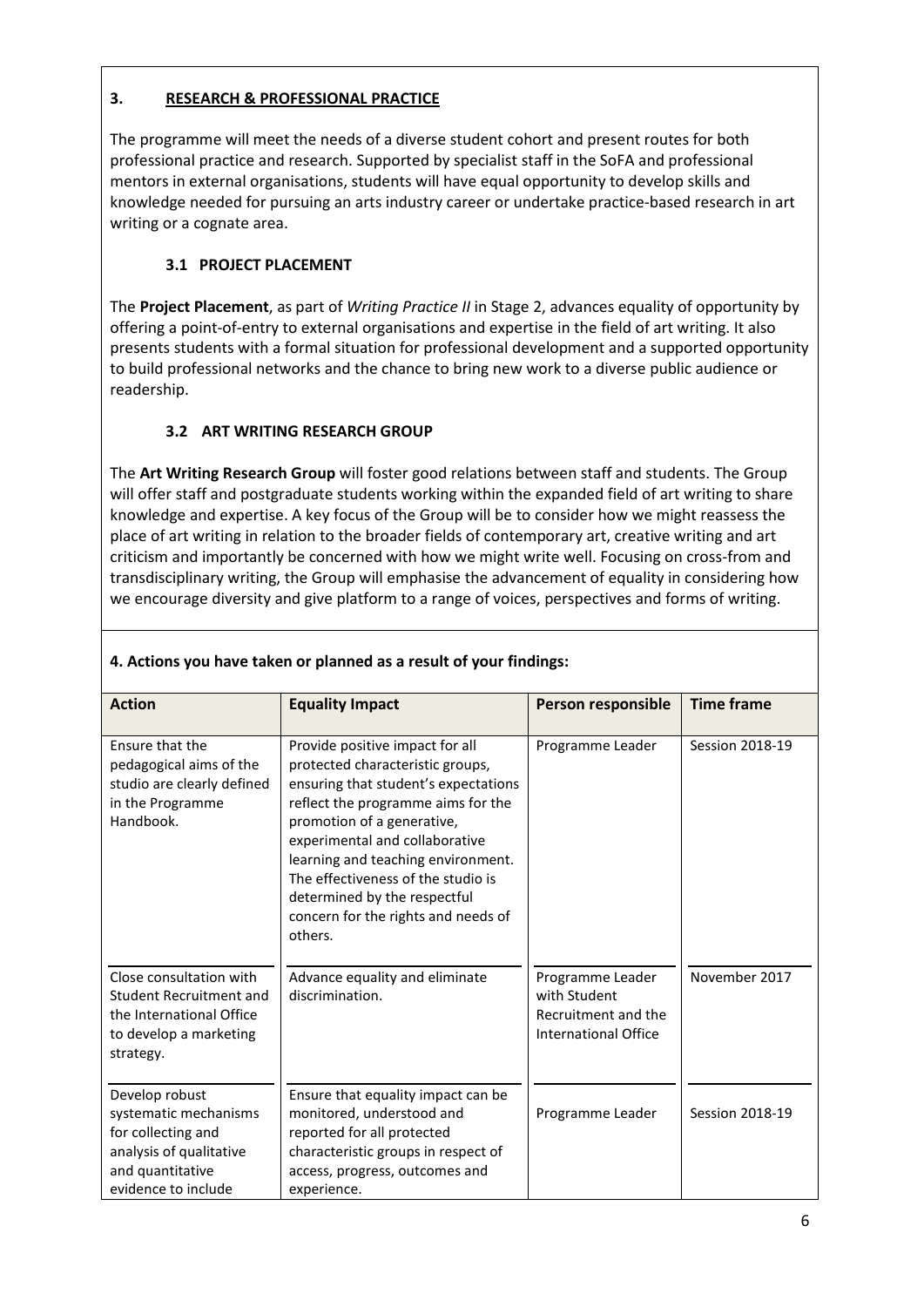## 3. RESEARCH & PROFESSIONAL PRACTICE

The programme will meet the needs of a diverse student cohort and present routes for both professional practice and research. Supported by specialist staff in the SoFA and professional mentors in external organisations, students will have equal opportunity to develop skills and knowledge needed for pursuing an arts industry career or undertake practice-based research in art writing or a cognate area.

### 3.1 PROJECT PLACEMENT

The **Project Placement**, as part of *Writing Practice II* in Stage 2, advances equality of opportunity by offering a point-of-entry to external organisations and expertise in the field of art writing. It also presents students with a formal situation for professional development and a supported opportunity to build professional networks and the chance to bring new work to a diverse public audience or readership.

### 3.2 ART WRITING RESEARCH GROUP

The **Art Writing Research Group** will foster good relations between staff and students. The Group will offer staff and postgraduate students working within the expanded field of art writing to share knowledge and expertise. A key focus of the Group will be to consider how we might reassess the place of art writing in relation to the broader fields of contemporary art, creative writing and art criticism and importantly be concerned with how we might write well. Focusing on cross-from and transdisciplinary writing, the Group will emphasise the advancement of equality in considering how we encourage diversity and give platform to a range of voices, perspectives and forms of writing.

**4. Actions you have taken or planned as a result of your findings:**

| Action | Equality Impact | Person responsible | Time frame |
|---|---|---|---|
| Ensure that the pedagogical aims of the studio are clearly defined in the Programme Handbook. | Provide positive impact for all protected characteristic groups, ensuring that student's expectations reflect the programme aims for the promotion of a generative, experimental and collaborative learning and teaching environment. The effectiveness of the studio is determined by the respectful concern for the rights and needs of others. | Programme Leader | Session 2018-19 |
| Close consultation with Student Recruitment and the International Office to develop a marketing strategy. | Advance equality and eliminate discrimination. | Programme Leader with Student Recruitment and the International Office | November 2017 |
| Develop robust systematic mechanisms for collecting and analysis of qualitative and quantitative evidence to include | Ensure that equality impact can be monitored, understood and reported for all protected characteristic groups in respect of access, progress, outcomes and experience. | Programme Leader | Session 2018-19 |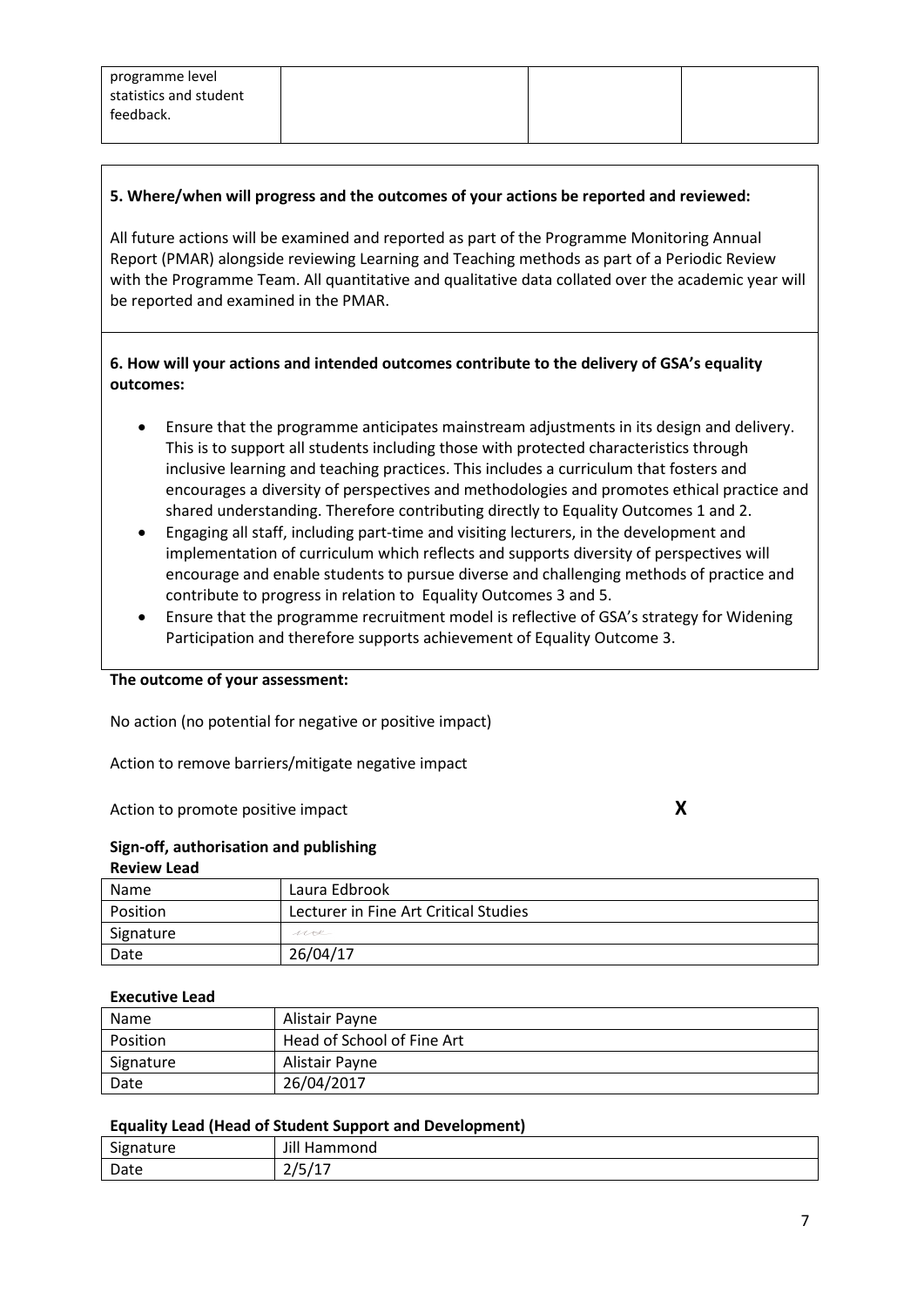| | | | |
|---|---|---|---|
| programme level statistics and student feedback. | | | |

**5. Where/when will progress and the outcomes of your actions be reported and reviewed:**

All future actions will be examined and reported as part of the Programme Monitoring Annual Report (PMAR) alongside reviewing Learning and Teaching methods as part of a Periodic Review with the Programme Team. All quantitative and qualitative data collated over the academic year will be reported and examined in the PMAR.

**6. How will your actions and intended outcomes contribute to the delivery of GSA's equality outcomes:**

- Ensure that the programme anticipates mainstream adjustments in its design and delivery. This is to support all students including those with protected characteristics through inclusive learning and teaching practices. This includes a curriculum that fosters and encourages a diversity of perspectives and methodologies and promotes ethical practice and shared understanding. Therefore contributing directly to Equality Outcomes 1 and 2.
- Engaging all staff, including part-time and visiting lecturers, in the development and implementation of curriculum which reflects and supports diversity of perspectives will encourage and enable students to pursue diverse and challenging methods of practice and contribute to progress in relation to Equality Outcomes 3 and 5.
- Ensure that the programme recruitment model is reflective of GSA's strategy for Widening Participation and therefore supports achievement of Equality Outcome 3.

**The outcome of your assessment:**

No action (no potential for negative or positive impact)

Action to remove barriers/mitigate negative impact

Action to promote positive impact **X**

**Sign-off, authorisation and publishing**

**Review Lead**

| | |
|---|---|
| Name | Laura Edbrook |
| Position | Lecturer in Fine Art Critical Studies |
| Signature | |
| Date | 26/04/17 |

**Executive Lead**

| | |
|---|---|
| Name | Alistair Payne |
| Position | Head of School of Fine Art |
| Signature | Alistair Payne |
| Date | 26/04/2017 |

**Equality Lead (Head of Student Support and Development)**

| | |
|---|---|
| Signature | Jill Hammond |
| Date | 2/5/17 |